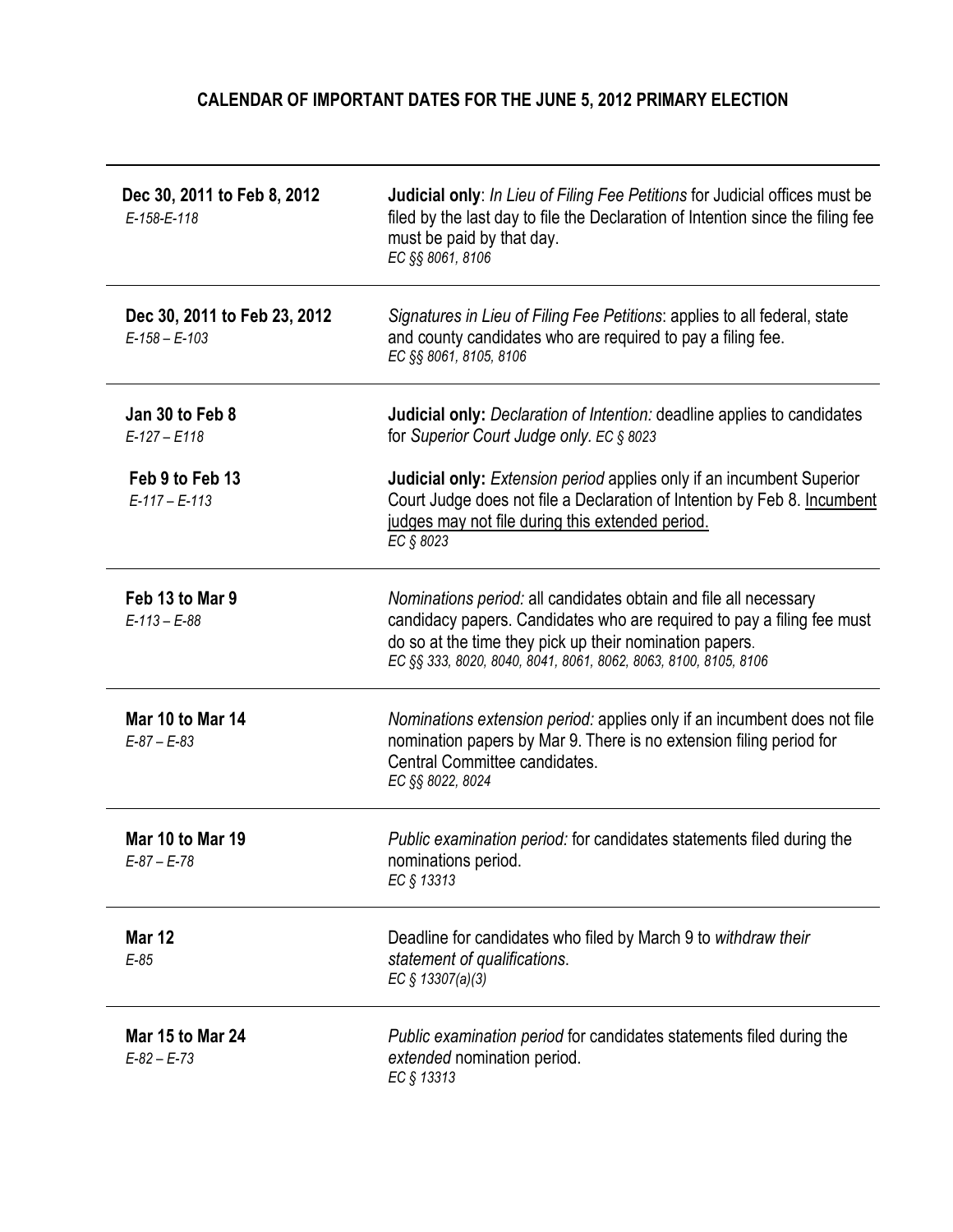# CALENDAR OF IMPORTANT DATES FOR THE JUNE 5, 2012 PRIMARY ELECTION

| Date | Description |
|---|---|
| **Dec 30, 2011 to Feb 8, 2012**<br>*E-158-E-118* | **Judicial only**: *In Lieu of Filing Fee Petitions* for Judicial offices must be filed by the last day to file the Declaration of Intention since the filing fee must be paid by that day.<br>*EC §§ 8061, 8106* |
| **Dec 30, 2011 to Feb 23, 2012**<br>*E-158 – E-103* | *Signatures in Lieu of Filing Fee Petitions*: applies to all federal, state and county candidates who are required to pay a filing fee.<br>*EC §§ 8061, 8105, 8106* |
| **Jan 30 to Feb 8**<br>*E-127 – E118* | **Judicial only:** *Declaration of Intention:* deadline applies to candidates for *Superior Court Judge only. EC § 8023* |
| **Feb 9 to Feb 13**<br>*E-117 – E-113* | **Judicial only:** *Extension period* applies only if an incumbent Superior Court Judge does not file a Declaration of Intention by Feb 8. Incumbent judges may not file during this extended period.<br>*EC § 8023* |
| **Feb 13 to Mar 9**<br>*E-113 – E-88* | *Nominations period:* all candidates obtain and file all necessary candidacy papers. Candidates who are required to pay a filing fee must do so at the time they pick up their nomination papers.<br>*EC §§ 333, 8020, 8040, 8041, 8061, 8062, 8063, 8100, 8105, 8106* |
| **Mar 10 to Mar 14**<br>*E-87 – E-83* | *Nominations extension period:* applies only if an incumbent does not file nomination papers by Mar 9. There is no extension filing period for Central Committee candidates.<br>*EC §§ 8022, 8024* |
| **Mar 10 to Mar 19**<br>*E-87 – E-78* | *Public examination period:* for candidates statements filed during the nominations period.<br>*EC § 13313* |
| **Mar 12**<br>*E-85* | Deadline for candidates who filed by March 9 to *withdraw their statement of qualifications*.<br>*EC § 13307(a)(3)* |
| **Mar 15 to Mar 24**<br>*E-82 – E-73* | *Public examination period* for candidates statements filed during the *extended* nomination period.<br>*EC § 13313* |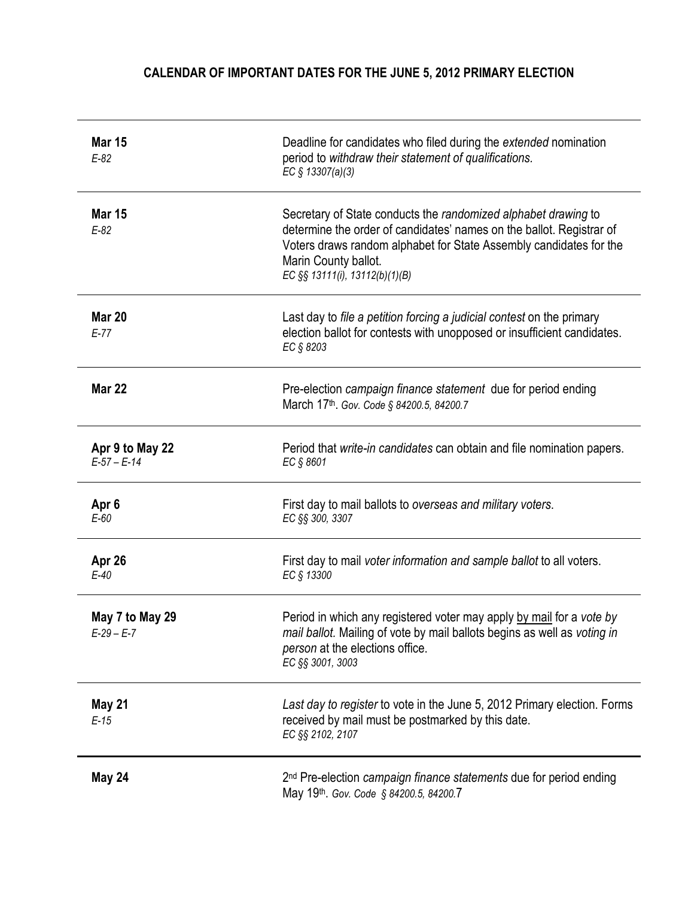## CALENDAR OF IMPORTANT DATES FOR THE JUNE 5, 2012 PRIMARY ELECTION

| Date | Event |
|---|---|
| **Mar 15**<br>*E-82* | Deadline for candidates who filed during the *extended* nomination period to *withdraw their statement of qualifications.*<br>*EC § 13307(a)(3)* |
| **Mar 15**<br>*E-82* | Secretary of State conducts the *randomized alphabet drawing* to determine the order of candidates' names on the ballot. Registrar of Voters draws random alphabet for State Assembly candidates for the Marin County ballot.<br>*EC §§ 13111(i), 13112(b)(1)(B)* |
| **Mar 20**<br>*E-77* | Last day to *file a petition forcing a judicial contest* on the primary election ballot for contests with unopposed or insufficient candidates.<br>*EC § 8203* |
| **Mar 22** | Pre-election *campaign finance statement* due for period ending March 17th. *Gov. Code § 84200.5, 84200.7* |
| **Apr 9 to May 22**<br>*E-57 – E-14* | Period that *write-in candidates* can obtain and file nomination papers.<br>*EC § 8601* |
| **Apr 6**<br>*E-60* | First day to mail ballots to *overseas and military voters.*<br>*EC §§ 300, 3307* |
| **Apr 26**<br>*E-40* | First day to mail *voter information and sample ballot* to all voters.<br>*EC § 13300* |
| **May 7 to May 29**<br>*E-29 – E-7* | Period in which any registered voter may apply by mail for a *vote by mail ballot.* Mailing of vote by mail ballots begins as well as *voting in person* at the elections office.<br>*EC §§ 3001, 3003* |
| **May 21**<br>*E-15* | *Last day to register* to vote in the June 5, 2012 Primary election. Forms received by mail must be postmarked by this date.<br>*EC §§ 2102, 2107* |
| **May 24** | 2nd Pre-election *campaign finance statements* due for period ending May 19th. *Gov. Code § 84200.5, 84200.7* |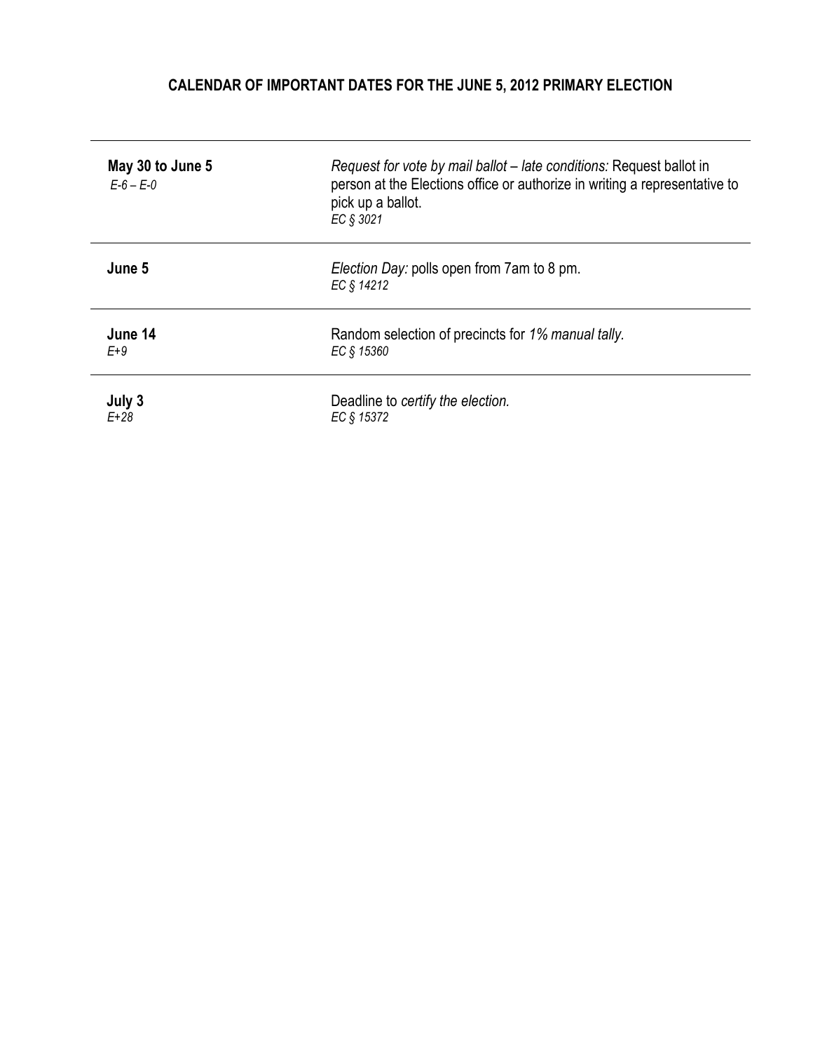**CALENDAR OF IMPORTANT DATES FOR THE JUNE 5, 2012 PRIMARY ELECTION**

| | |
|---|---|
| **May 30 to June 5**<br>*E-6 – E-0* | *Request for vote by mail ballot – late conditions:* Request ballot in person at the Elections office or authorize in writing a representative to pick up a ballot.<br>*EC § 3021* |
| **June 5** | *Election Day:* polls open from 7am to 8 pm.<br>*EC § 14212* |
| **June 14**<br>*E+9* | Random selection of precincts for *1% manual tally.*<br>*EC § 15360* |
| **July 3**<br>*E+28* | Deadline to *certify the election.*<br>*EC § 15372* |